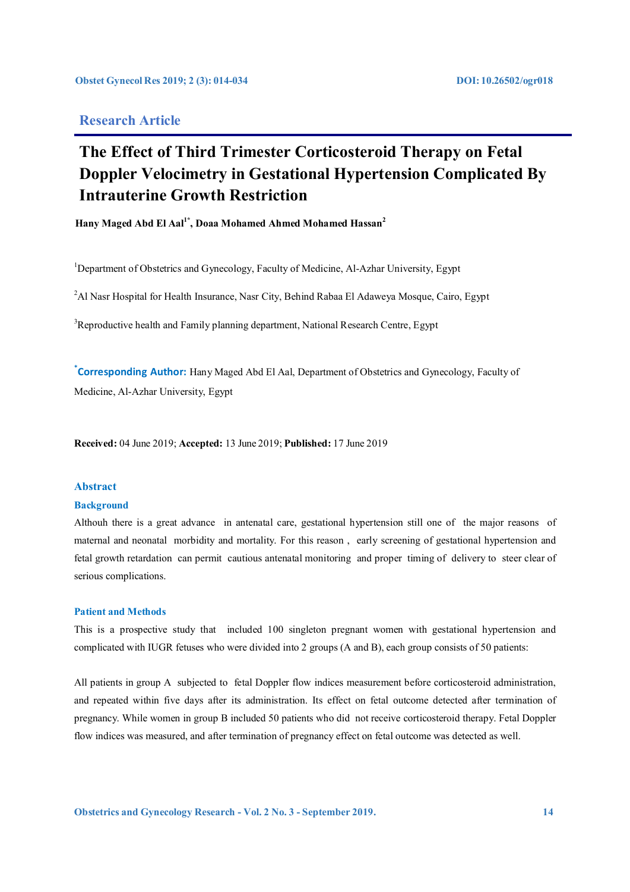## Research Article

# The Effect of Third Trimester Corticosteroid Therapy on Fetal Doppler Velocimetry in Gestational Hypertension Complicated By Intrauterine Growth Restriction

**Hany Maged Abd El Aal[1*], Doaa Mohamed Ahmed Mohamed Hassan[2]**

[1]Department of Obstetrics and Gynecology, Faculty of Medicine, Al-Azhar University, Egypt

[2]Al Nasr Hospital for Health Insurance, Nasr City, Behind Rabaa El Adaweya Mosque, Cairo, Egypt

[3]Reproductive health and Family planning department, National Research Centre, Egypt

**[*]Corresponding Author:** Hany Maged Abd El Aal, Department of Obstetrics and Gynecology, Faculty of Medicine, Al-Azhar University, Egypt

**Received:** 04 June 2019; **Accepted:** 13 June 2019; **Published:** 17 June 2019

## Abstract

### Background

Althouh there is a great advance in antenatal care, gestational hypertension still one of the major reasons of maternal and neonatal morbidity and mortality. For this reason , early screening of gestational hypertension and fetal growth retardation can permit cautious antenatal monitoring and proper timing of delivery to steer clear of serious complications.

### Patient and Methods

This is a prospective study that included 100 singleton pregnant women with gestational hypertension and complicated with IUGR fetuses who were divided into 2 groups (A and B), each group consists of 50 patients:

All patients in group A subjected to fetal Doppler flow indices measurement before corticosteroid administration, and repeated within five days after its administration. Its effect on fetal outcome detected after termination of pregnancy. While women in group B included 50 patients who did not receive corticosteroid therapy. Fetal Doppler flow indices was measured, and after termination of pregnancy effect on fetal outcome was detected as well.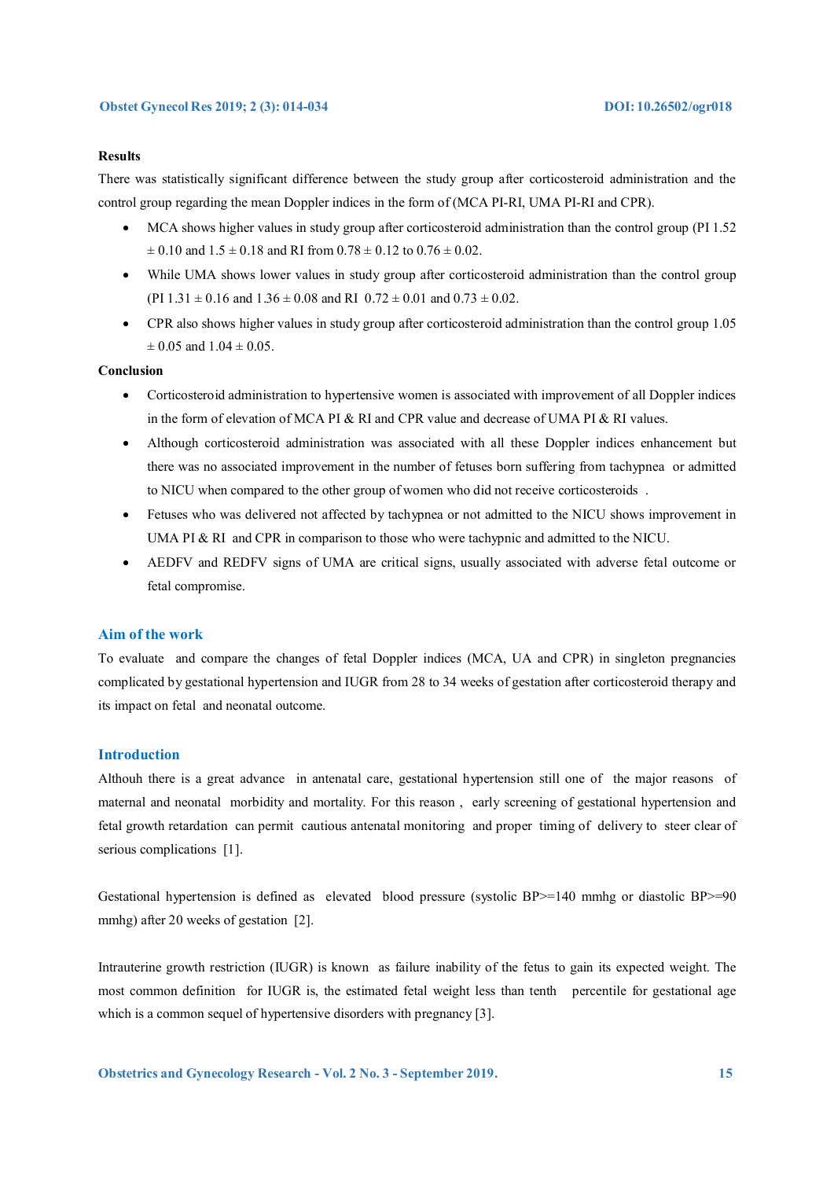**Results**

There was statistically significant difference between the study group after corticosteroid administration and the control group regarding the mean Doppler indices in the form of (MCA PI-RI, UMA PI-RI and CPR).

- MCA shows higher values in study group after corticosteroid administration than the control group (PI 1.52 ± 0.10 and 1.5 ± 0.18 and RI from 0.78 ± 0.12 to 0.76 ± 0.02.
- While UMA shows lower values in study group after corticosteroid administration than the control group (PI 1.31 ± 0.16 and 1.36 ± 0.08 and RI 0.72 ± 0.01 and 0.73 ± 0.02.
- CPR also shows higher values in study group after corticosteroid administration than the control group 1.05 ± 0.05 and 1.04 ± 0.05.

**Conclusion**

- Corticosteroid administration to hypertensive women is associated with improvement of all Doppler indices in the form of elevation of MCA PI & RI and CPR value and decrease of UMA PI & RI values.
- Although corticosteroid administration was associated with all these Doppler indices enhancement but there was no associated improvement in the number of fetuses born suffering from tachypnea or admitted to NICU when compared to the other group of women who did not receive corticosteroids .
- Fetuses who was delivered not affected by tachypnea or not admitted to the NICU shows improvement in UMA PI & RI and CPR in comparison to those who were tachypnic and admitted to the NICU.
- AEDFV and REDFV signs of UMA are critical signs, usually associated with adverse fetal outcome or fetal compromise.

## Aim of the work

To evaluate and compare the changes of fetal Doppler indices (MCA, UA and CPR) in singleton pregnancies complicated by gestational hypertension and IUGR from 28 to 34 weeks of gestation after corticosteroid therapy and its impact on fetal and neonatal outcome.

## Introduction

Althouh there is a great advance in antenatal care, gestational hypertension still one of the major reasons of maternal and neonatal morbidity and mortality. For this reason , early screening of gestational hypertension and fetal growth retardation can permit cautious antenatal monitoring and proper timing of delivery to steer clear of serious complications [1].

Gestational hypertension is defined as elevated blood pressure (systolic BP>=140 mmhg or diastolic BP>=90 mmhg) after 20 weeks of gestation [2].

Intrauterine growth restriction (IUGR) is known as failure inability of the fetus to gain its expected weight. The most common definition for IUGR is, the estimated fetal weight less than tenth percentile for gestational age which is a common sequel of hypertensive disorders with pregnancy [3].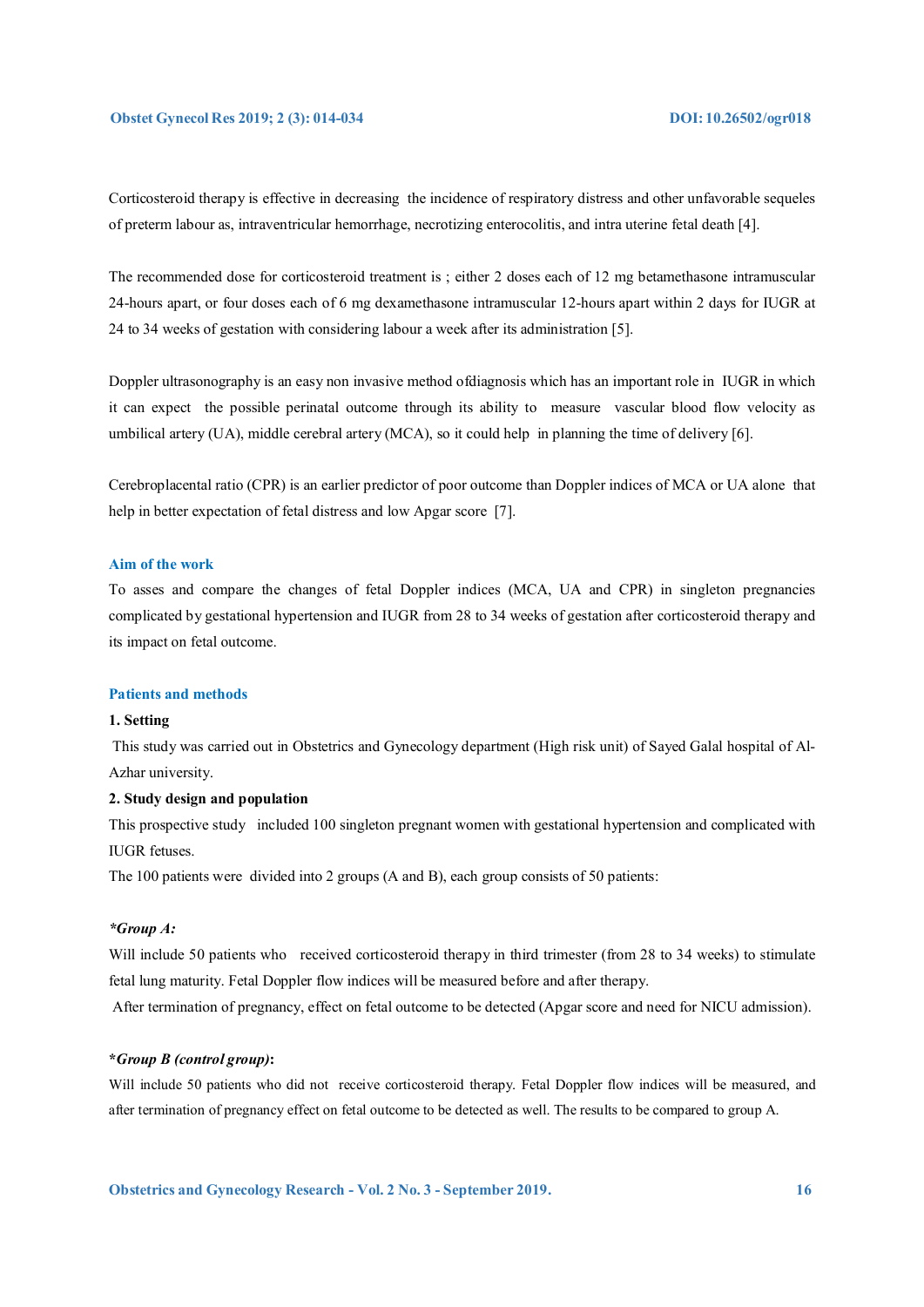Corticosteroid therapy is effective in decreasing the incidence of respiratory distress and other unfavorable sequeles of preterm labour as, intraventricular hemorrhage, necrotizing enterocolitis, and intra uterine fetal death [4].

The recommended dose for corticosteroid treatment is ; either 2 doses each of 12 mg betamethasone intramuscular 24-hours apart, or four doses each of 6 mg dexamethasone intramuscular 12-hours apart within 2 days for IUGR at 24 to 34 weeks of gestation with considering labour a week after its administration [5].

Doppler ultrasonography is an easy non invasive method ofdiagnosis which has an important role in IUGR in which it can expect the possible perinatal outcome through its ability to measure vascular blood flow velocity as umbilical artery (UA), middle cerebral artery (MCA), so it could help in planning the time of delivery [6].

Cerebroplacental ratio (CPR) is an earlier predictor of poor outcome than Doppler indices of MCA or UA alone that help in better expectation of fetal distress and low Apgar score [7].

## Aim of the work

To asses and compare the changes of fetal Doppler indices (MCA, UA and CPR) in singleton pregnancies complicated by gestational hypertension and IUGR from 28 to 34 weeks of gestation after corticosteroid therapy and its impact on fetal outcome.

## Patients and methods

**1. Setting**

This study was carried out in Obstetrics and Gynecology department (High risk unit) of Sayed Galal hospital of Al-Azhar university.

**2. Study design and population**

This prospective study included 100 singleton pregnant women with gestational hypertension and complicated with IUGR fetuses.

The 100 patients were divided into 2 groups (A and B), each group consists of 50 patients:

***Group A:***

Will include 50 patients who received corticosteroid therapy in third trimester (from 28 to 34 weeks) to stimulate fetal lung maturity. Fetal Doppler flow indices will be measured before and after therapy.

After termination of pregnancy, effect on fetal outcome to be detected (Apgar score and need for NICU admission).

***Group B (control group):***

Will include 50 patients who did not receive corticosteroid therapy. Fetal Doppler flow indices will be measured, and after termination of pregnancy effect on fetal outcome to be detected as well. The results to be compared to group A.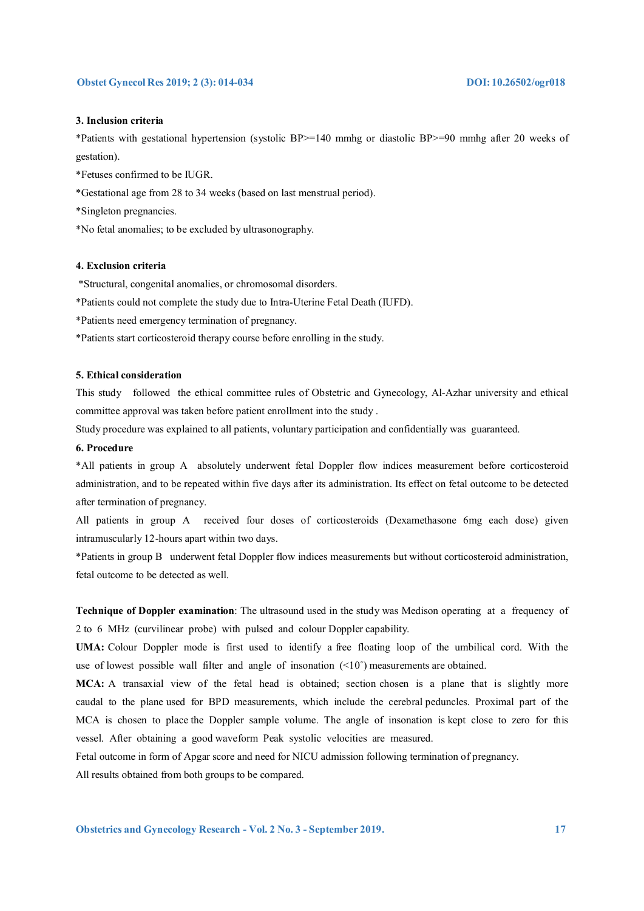### 3. Inclusion criteria

*Patients with gestational hypertension (systolic BP>=140 mmhg or diastolic BP>=90 mmhg after 20 weeks of gestation).

*Fetuses confirmed to be IUGR.

*Gestational age from 28 to 34 weeks (based on last menstrual period).

*Singleton pregnancies.

*No fetal anomalies; to be excluded by ultrasonography.

### 4. Exclusion criteria

*Structural, congenital anomalies, or chromosomal disorders.

*Patients could not complete the study due to Intra-Uterine Fetal Death (IUFD).

*Patients need emergency termination of pregnancy.

*Patients start corticosteroid therapy course before enrolling in the study.

### 5. Ethical consideration

This study followed the ethical committee rules of Obstetric and Gynecology, Al-Azhar university and ethical committee approval was taken before patient enrollment into the study .

Study procedure was explained to all patients, voluntary participation and confidentially was guaranteed.

### 6. Procedure

*All patients in group A absolutely underwent fetal Doppler flow indices measurement before corticosteroid administration, and to be repeated within five days after its administration. Its effect on fetal outcome to be detected after termination of pregnancy.

All patients in group A received four doses of corticosteroids (Dexamethasone 6mg each dose) given intramuscularly 12-hours apart within two days.

*Patients in group B underwent fetal Doppler flow indices measurements but without corticosteroid administration, fetal outcome to be detected as well.

**Technique of Doppler examination**: The ultrasound used in the study was Medison operating at a frequency of 2 to 6 MHz (curvilinear probe) with pulsed and colour Doppler capability.

**UMA:** Colour Doppler mode is first used to identify a free floating loop of the umbilical cord. With the use of lowest possible wall filter and angle of insonation (<10˚) measurements are obtained.

**MCA:** A transaxial view of the fetal head is obtained; section chosen is a plane that is slightly more caudal to the plane used for BPD measurements, which include the cerebral peduncles. Proximal part of the MCA is chosen to place the Doppler sample volume. The angle of insonation is kept close to zero for this vessel. After obtaining a good waveform Peak systolic velocities are measured.

Fetal outcome in form of Apgar score and need for NICU admission following termination of pregnancy.

All results obtained from both groups to be compared.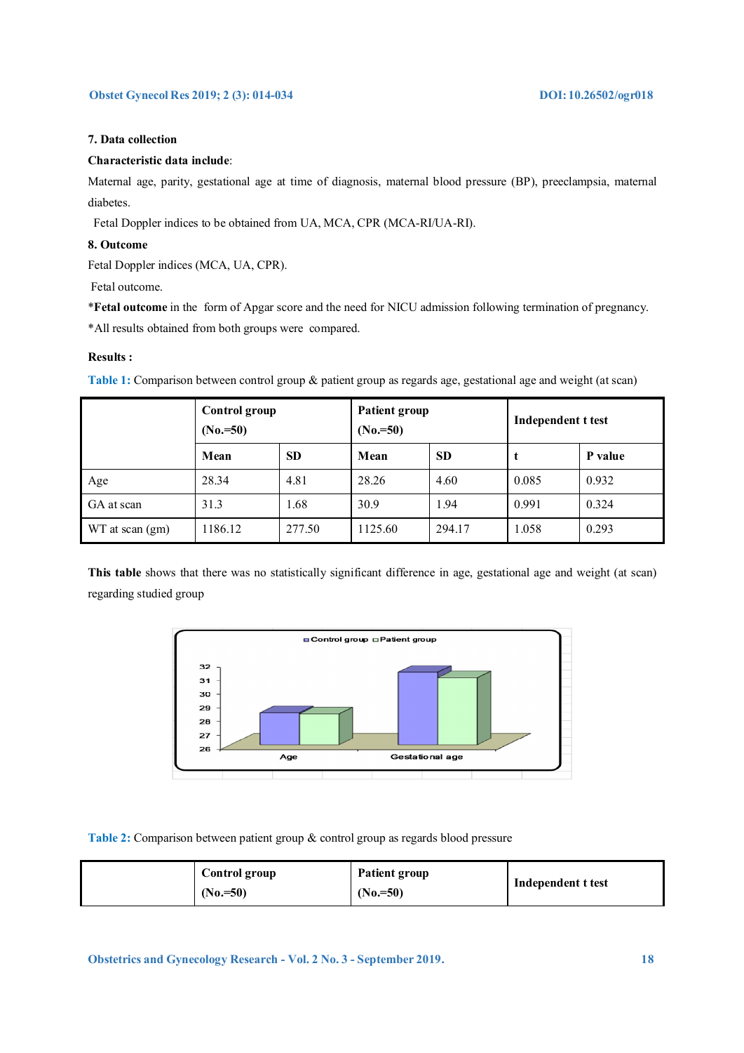### 7. Data collection

**Characteristic data include**:

Maternal age, parity, gestational age at time of diagnosis, maternal blood pressure (BP), preeclampsia, maternal diabetes.

Fetal Doppler indices to be obtained from UA, MCA, CPR (MCA-RI/UA-RI).

### 8. Outcome

Fetal Doppler indices (MCA, UA, CPR).

Fetal outcome.

*​**Fetal outcome** in the form of Apgar score and the need for NICU admission following termination of pregnancy.

*All results obtained from both groups were compared.

**Results :**

**Table 1:** Comparison between control group & patient group as regards age, gestational age and weight (at scan)

| | Control group (No.=50) | | Patient group (No.=50) | | Independent t test | |
|---|---|---|---|---|---|---|
| | Mean | SD | Mean | SD | t | P value |
| Age | 28.34 | 4.81 | 28.26 | 4.60 | 0.085 | 0.932 |
| GA at scan | 31.3 | 1.68 | 30.9 | 1.94 | 0.991 | 0.324 |
| WT at scan (gm) | 1186.12 | 277.50 | 1125.60 | 294.17 | 1.058 | 0.293 |

**This table** shows that there was no statistically significant difference in age, gestational age and weight (at scan) regarding studied group

**Table 2:** Comparison between patient group & control group as regards blood pressure

| | Control group (No.=50) | Patient group (No.=50) | Independent t test |
|---|---|---|---|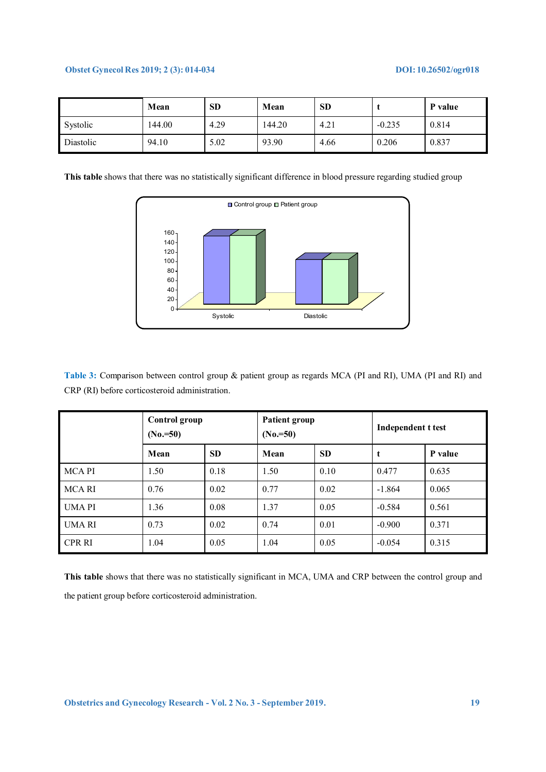|  | Mean | SD | Mean | SD | t | P value |
|---|---|---|---|---|---|---|
| Systolic | 144.00 | 4.29 | 144.20 | 4.21 | -0.235 | 0.814 |
| Diastolic | 94.10 | 5.02 | 93.90 | 4.66 | 0.206 | 0.837 |

**This table** shows that there was no statistically significant difference in blood pressure regarding studied group

**Table 3:** Comparison between control group & patient group as regards MCA (PI and RI), UMA (PI and RI) and CRP (RI) before corticosteroid administration.

|  | Control group (No.=50) |  | Patient group (No.=50) |  | Independent t test |  |
|---|---|---|---|---|---|---|
|  | Mean | SD | Mean | SD | t | P value |
| MCA PI | 1.50 | 0.18 | 1.50 | 0.10 | 0.477 | 0.635 |
| MCA RI | 0.76 | 0.02 | 0.77 | 0.02 | -1.864 | 0.065 |
| UMA PI | 1.36 | 0.08 | 1.37 | 0.05 | -0.584 | 0.561 |
| UMA RI | 0.73 | 0.02 | 0.74 | 0.01 | -0.900 | 0.371 |
| CPR RI | 1.04 | 0.05 | 1.04 | 0.05 | -0.054 | 0.315 |

**This table** shows that there was no statistically significant in MCA, UMA and CRP between the control group and the patient group before corticosteroid administration.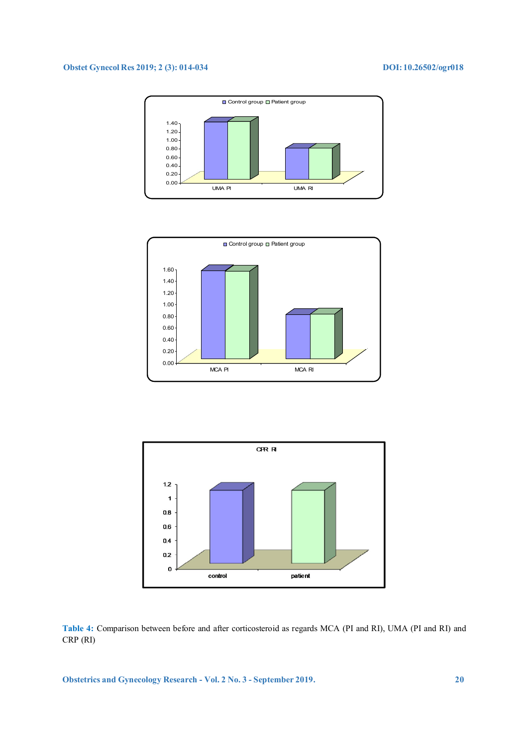Control group  Patient group

1.40
1.20
1.00
0.80
0.60
0.40
0.20
0.00

UMA PI  UMA RI

Control group  Patient group

1.60
1.40
1.20
1.00
0.80
0.60
0.40
0.20
0.00

MCA PI  MCA RI

CPR RI

1.2
1
0.8
0.6
0.4
0.2
0

control  patient

**Table 4:** Comparison between before and after corticosteroid as regards MCA (PI and RI), UMA (PI and RI) and CRP (RI)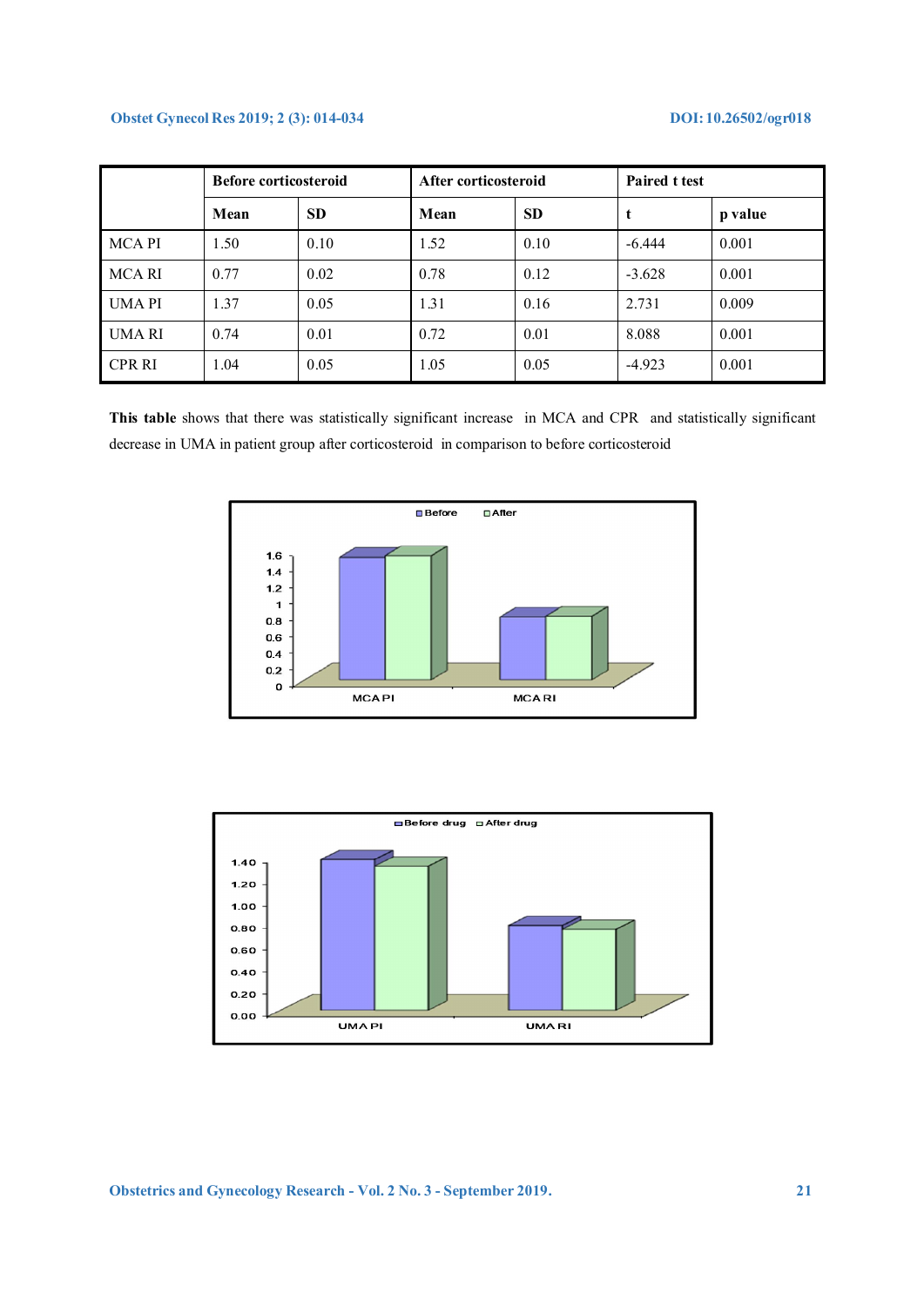| | Before corticosteroid | | After corticosteroid | | Paired t test | |
|---|---|---|---|---|---|---|
| | Mean | SD | Mean | SD | t | p value |
| MCA PI | 1.50 | 0.10 | 1.52 | 0.10 | -6.444 | 0.001 |
| MCA RI | 0.77 | 0.02 | 0.78 | 0.12 | -3.628 | 0.001 |
| UMA PI | 1.37 | 0.05 | 1.31 | 0.16 | 2.731 | 0.009 |
| UMA RI | 0.74 | 0.01 | 0.72 | 0.01 | 8.088 | 0.001 |
| CPR RI | 1.04 | 0.05 | 1.05 | 0.05 | -4.923 | 0.001 |

**This table** shows that there was statistically significant increase in MCA and CPR and statistically significant decrease in UMA in patient group after corticosteroid in comparison to before corticosteroid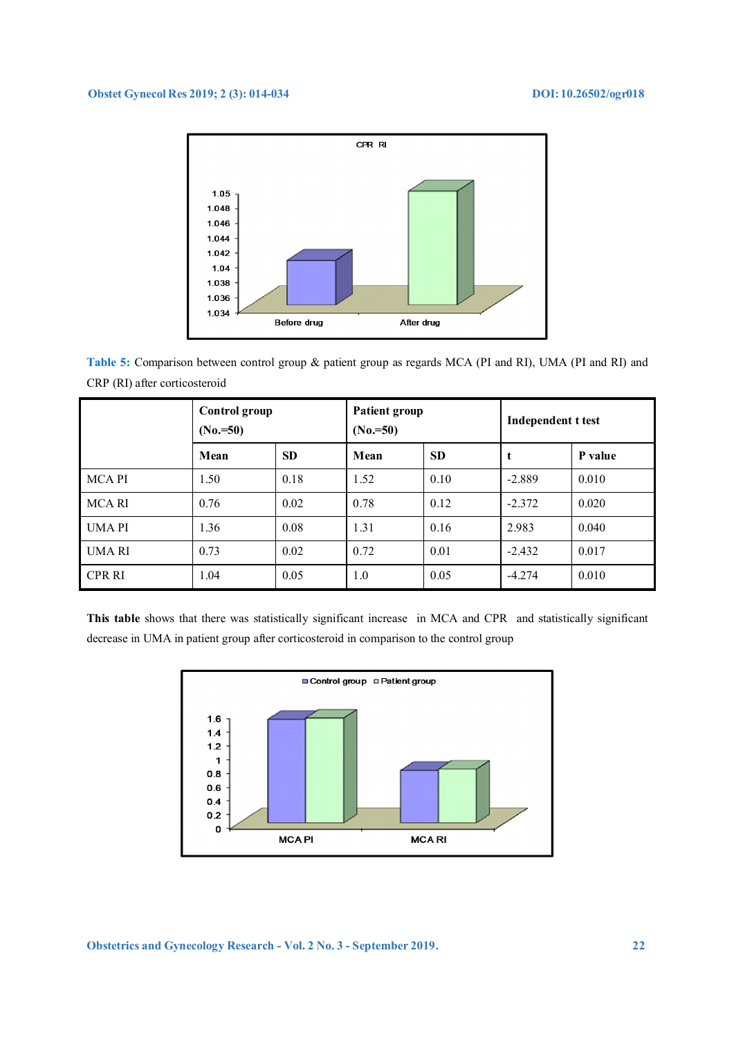**Table 5:** Comparison between control group & patient group as regards MCA (PI and RI), UMA (PI and RI) and CRP (RI) after corticosteroid

| | Control group (No.=50) | | Patient group (No.=50) | | Independent t test | |
|---|---|---|---|---|---|---|
| | Mean | SD | Mean | SD | t | P value |
| MCA PI | 1.50 | 0.18 | 1.52 | 0.10 | -2.889 | 0.010 |
| MCA RI | 0.76 | 0.02 | 0.78 | 0.12 | -2.372 | 0.020 |
| UMA PI | 1.36 | 0.08 | 1.31 | 0.16 | 2.983 | 0.040 |
| UMA RI | 0.73 | 0.02 | 0.72 | 0.01 | -2.432 | 0.017 |
| CPR RI | 1.04 | 0.05 | 1.0 | 0.05 | -4.274 | 0.010 |

**This table** shows that there was statistically significant increase in MCA and CPR and statistically significant decrease in UMA in patient group after corticosteroid in comparison to the control group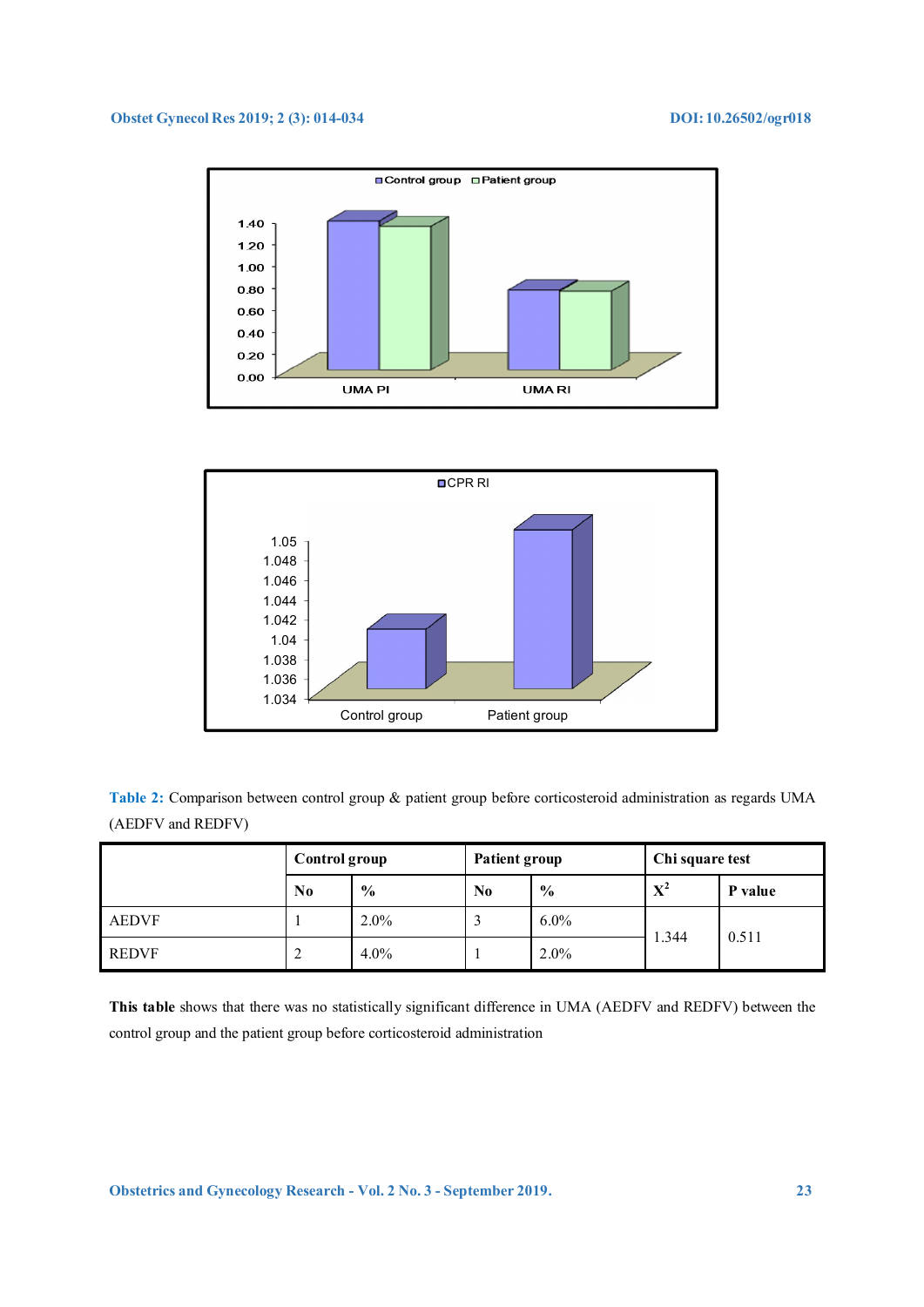**Table 2:** Comparison between control group & patient group before corticosteroid administration as regards UMA (AEDFV and REDFV)

| | Control group | | Patient group | | Chi square test | |
|---|---|---|---|---|---|---|
| | No | % | No | % | $X^2$ | P value |
| AEDVF | 1 | 2.0% | 3 | 6.0% | 1.344 | 0.511 |
| REDVF | 2 | 4.0% | 1 | 2.0% | | |

**This table** shows that there was no statistically significant difference in UMA (AEDFV and REDFV) between the control group and the patient group before corticosteroid administration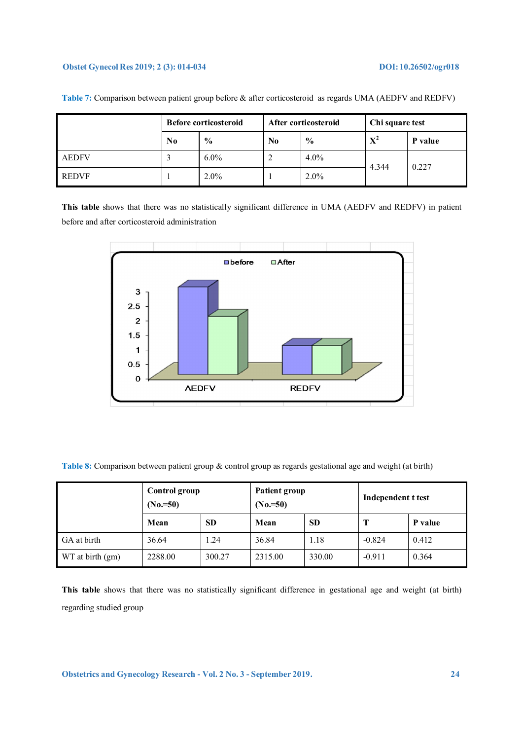**Table 7:** Comparison between patient group before & after corticosteroid as regards UMA (AEDFV and REDFV)

| | Before corticosteroid | | After corticosteroid | | Chi square test | |
|---|---|---|---|---|---|---|
| | No | % | No | % | $X^2$ | P value |
| AEDFV | 3 | 6.0% | 2 | 4.0% | 4.344 | 0.227 |
| REDVF | 1 | 2.0% | 1 | 2.0% | | |

**This table** shows that there was no statistically significant difference in UMA (AEDFV and REDFV) in patient before and after corticosteroid administration

**Table 8:** Comparison between patient group & control group as regards gestational age and weight (at birth)

| | Control group (No.=50) | | Patient group (No.=50) | | Independent t test | |
|---|---|---|---|---|---|---|
| | Mean | SD | Mean | SD | T | P value |
| GA at birth | 36.64 | 1.24 | 36.84 | 1.18 | -0.824 | 0.412 |
| WT at birth (gm) | 2288.00 | 300.27 | 2315.00 | 330.00 | -0.911 | 0.364 |

**This table** shows that there was no statistically significant difference in gestational age and weight (at birth) regarding studied group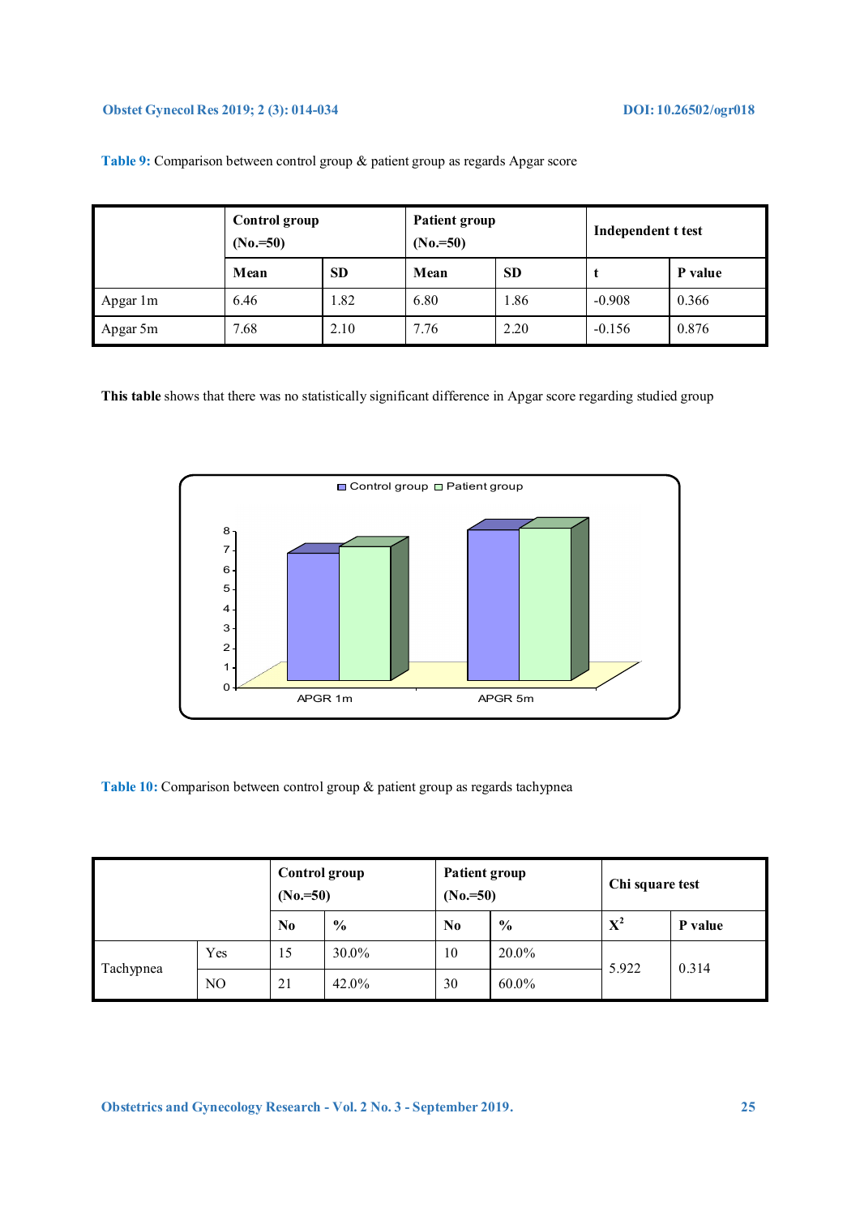**Table 9:** Comparison between control group & patient group as regards Apgar score

| | Control group (No.=50) | | Patient group (No.=50) | | Independent t test | |
|---|---|---|---|---|---|---|
| | Mean | SD | Mean | SD | t | P value |
| Apgar 1m | 6.46 | 1.82 | 6.80 | 1.86 | -0.908 | 0.366 |
| Apgar 5m | 7.68 | 2.10 | 7.76 | 2.20 | -0.156 | 0.876 |

**This table** shows that there was no statistically significant difference in Apgar score regarding studied group

**Table 10:** Comparison between control group & patient group as regards tachypnea

| | | Control group (No.=50) | | Patient group (No.=50) | | Chi square test | |
|---|---|---|---|---|---|---|---|
| | | No | % | No | % | $X^2$ | P value |
| Tachypnea | Yes | 15 | 30.0% | 10 | 20.0% | 5.922 | 0.314 |
| | NO | 21 | 42.0% | 30 | 60.0% | | |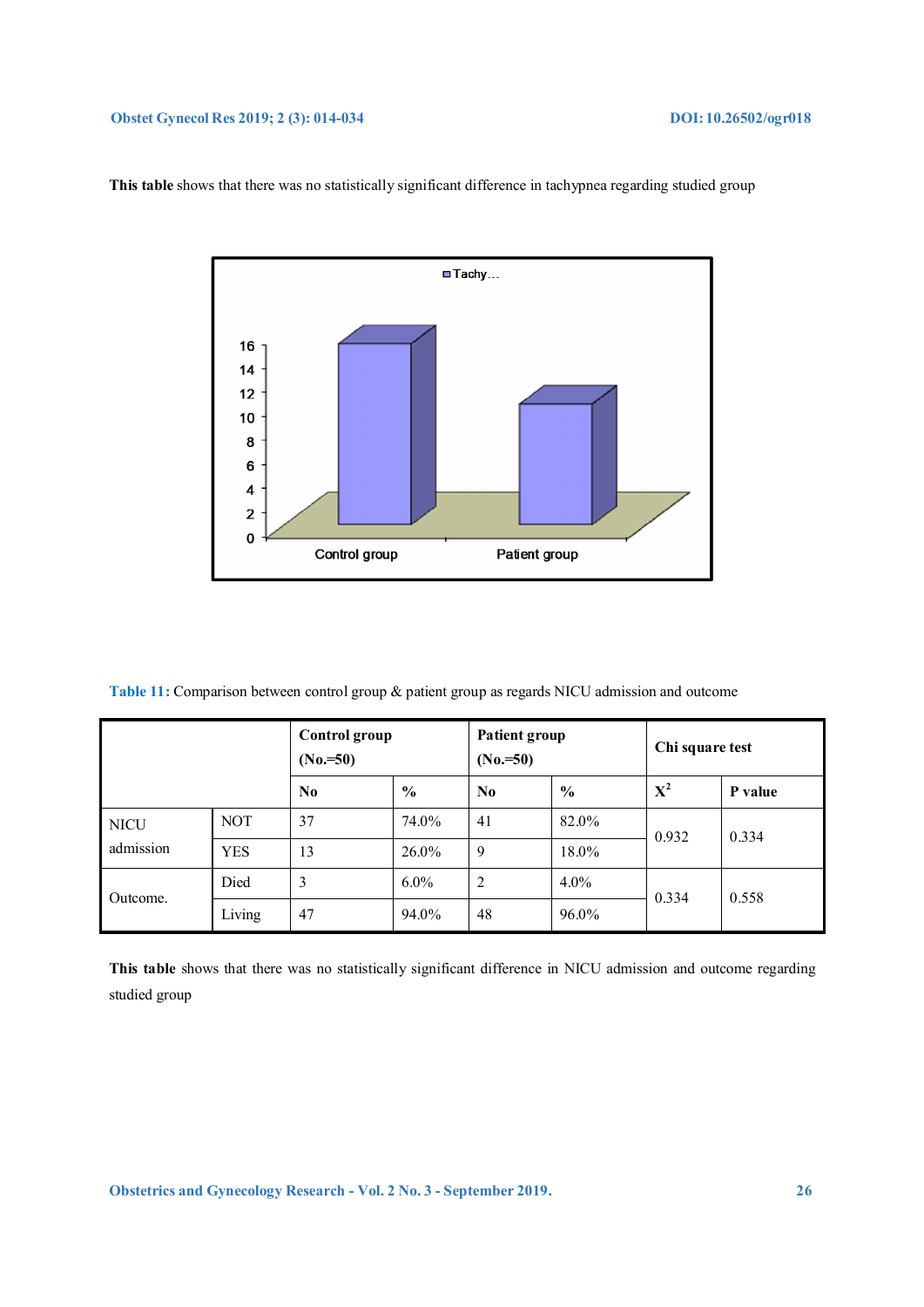**This table** shows that there was no statistically significant difference in tachypnea regarding studied group

**Table 11:** Comparison between control group & patient group as regards NICU admission and outcome

| | | Control group (No.=50) | | Patient group (No.=50) | | Chi square test | |
|---|---|---|---|---|---|---|---|
| | | **No** | **%** | **No** | **%** | **$X^2$** | **P value** |
| NICU admission | NOT | 37 | 74.0% | 41 | 82.0% | 0.932 | 0.334 |
| | YES | 13 | 26.0% | 9 | 18.0% | | |
| Outcome. | Died | 3 | 6.0% | 2 | 4.0% | 0.334 | 0.558 |
| | Living | 47 | 94.0% | 48 | 96.0% | | |

**This table** shows that there was no statistically significant difference in NICU admission and outcome regarding studied group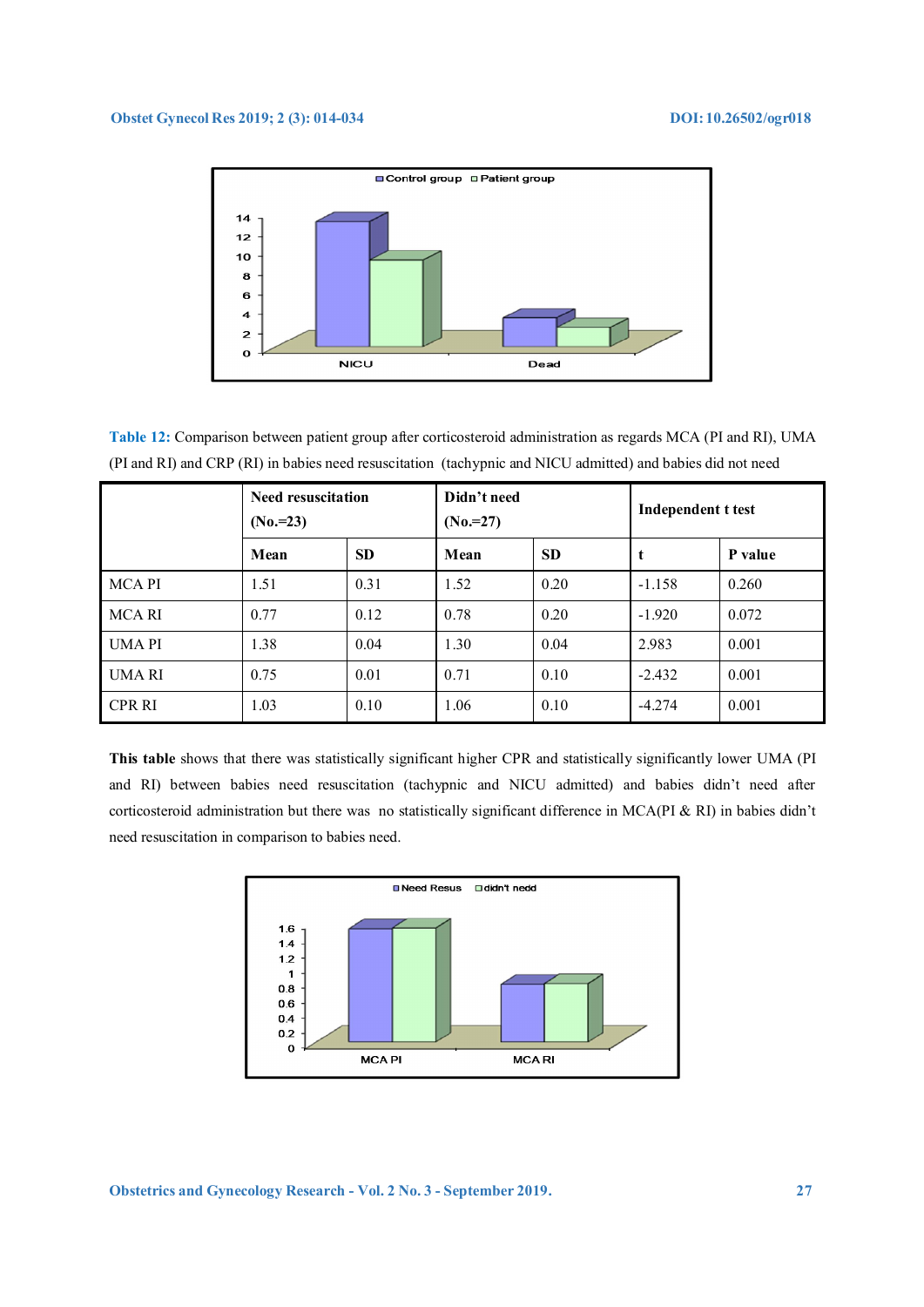**Table 12:** Comparison between patient group after corticosteroid administration as regards MCA (PI and RI), UMA (PI and RI) and CRP (RI) in babies need resuscitation (tachypnic and NICU admitted) and babies did not need

| | Need resuscitation (No.=23) | | Didn't need (No.=27) | | Independent t test | |
|---|---|---|---|---|---|---|
| | Mean | SD | Mean | SD | t | P value |
| MCA PI | 1.51 | 0.31 | 1.52 | 0.20 | -1.158 | 0.260 |
| MCA RI | 0.77 | 0.12 | 0.78 | 0.20 | -1.920 | 0.072 |
| UMA PI | 1.38 | 0.04 | 1.30 | 0.04 | 2.983 | 0.001 |
| UMA RI | 0.75 | 0.01 | 0.71 | 0.10 | -2.432 | 0.001 |
| CPR RI | 1.03 | 0.10 | 1.06 | 0.10 | -4.274 | 0.001 |

**This table** shows that there was statistically significant higher CPR and statistically significantly lower UMA (PI and RI) between babies need resuscitation (tachypnic and NICU admitted) and babies didn't need after corticosteroid administration but there was no statistically significant difference in MCA(PI & RI) in babies didn't need resuscitation in comparison to babies need.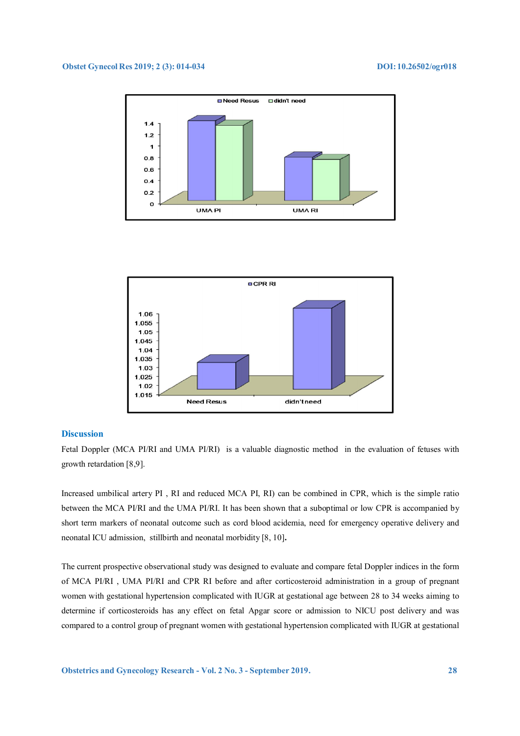## Discussion

Fetal Doppler (MCA PI/RI and UMA PI/RI) is a valuable diagnostic method in the evaluation of fetuses with growth retardation [8,9].

Increased umbilical artery PI , RI and reduced MCA PI, RI) can be combined in CPR, which is the simple ratio between the MCA PI/RI and the UMA PI/RI. It has been shown that a suboptimal or low CPR is accompanied by short term markers of neonatal outcome such as cord blood acidemia, need for emergency operative delivery and neonatal ICU admission, stillbirth and neonatal morbidity [8, 10].

The current prospective observational study was designed to evaluate and compare fetal Doppler indices in the form of MCA PI/RI , UMA PI/RI and CPR RI before and after corticosteroid administration in a group of pregnant women with gestational hypertension complicated with IUGR at gestational age between 28 to 34 weeks aiming to determine if corticosteroids has any effect on fetal Apgar score or admission to NICU post delivery and was compared to a control group of pregnant women with gestational hypertension complicated with IUGR at gestational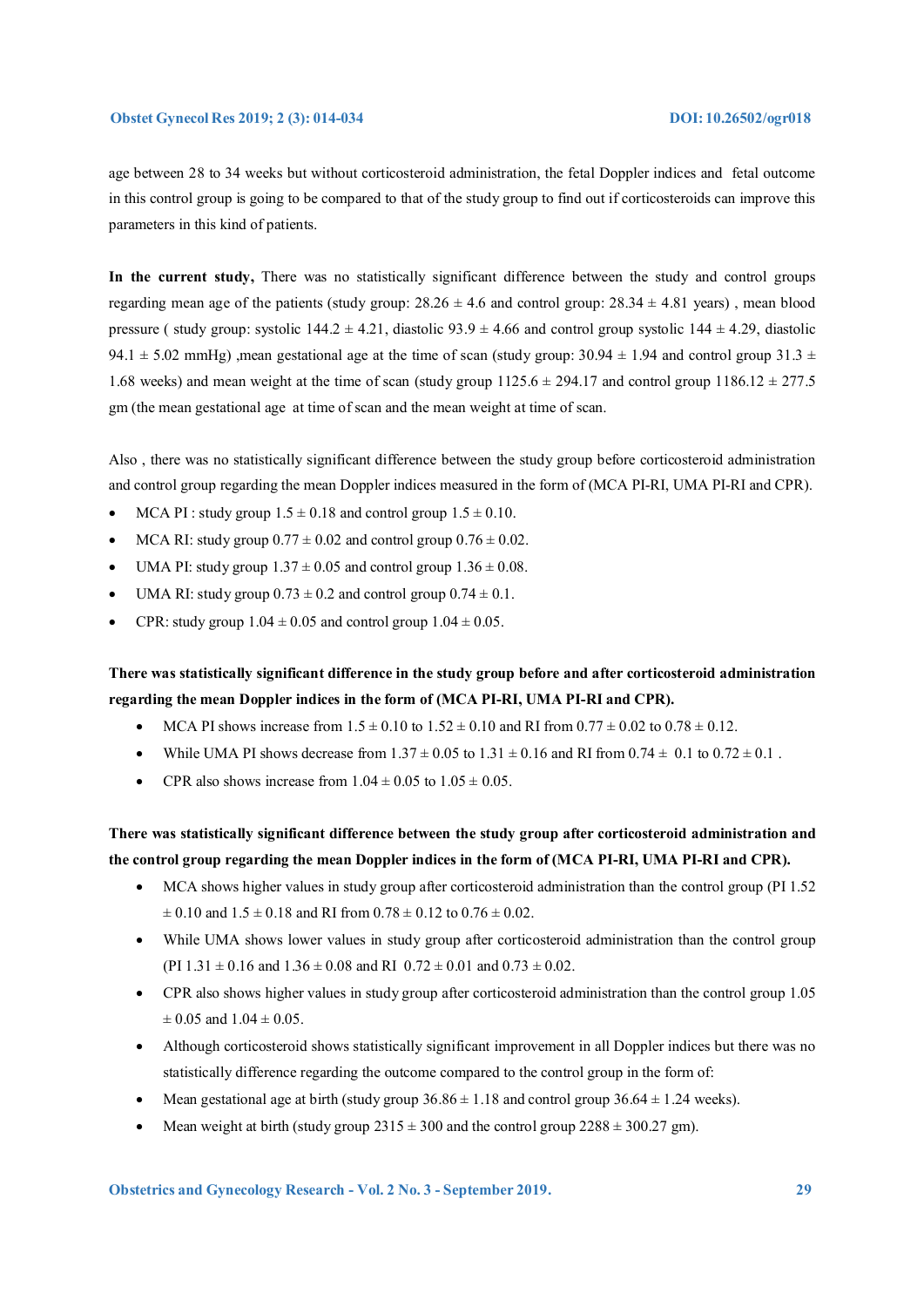age between 28 to 34 weeks but without corticosteroid administration, the fetal Doppler indices and fetal outcome in this control group is going to be compared to that of the study group to find out if corticosteroids can improve this parameters in this kind of patients.

**In the current study,** There was no statistically significant difference between the study and control groups regarding mean age of the patients (study group: 28.26 ± 4.6 and control group: 28.34 ± 4.81 years) , mean blood pressure ( study group: systolic 144.2 ± 4.21, diastolic 93.9 ± 4.66 and control group systolic 144 ± 4.29, diastolic 94.1 ± 5.02 mmHg) ,mean gestational age at the time of scan (study group: 30.94 ± 1.94 and control group 31.3 ± 1.68 weeks) and mean weight at the time of scan (study group 1125.6 ± 294.17 and control group 1186.12 ± 277.5 gm (the mean gestational age at time of scan and the mean weight at time of scan.

Also , there was no statistically significant difference between the study group before corticosteroid administration and control group regarding the mean Doppler indices measured in the form of (MCA PI-RI, UMA PI-RI and CPR).

- MCA PI : study group 1.5 ± 0.18 and control group 1.5 ± 0.10.
- MCA RI: study group 0.77 ± 0.02 and control group 0.76 ± 0.02.
- UMA PI: study group 1.37 ± 0.05 and control group 1.36 ± 0.08.
- UMA RI: study group 0.73 ± 0.2 and control group 0.74 ± 0.1.
- CPR: study group 1.04 ± 0.05 and control group 1.04 ± 0.05.

**There was statistically significant difference in the study group before and after corticosteroid administration regarding the mean Doppler indices in the form of (MCA PI-RI, UMA PI-RI and CPR).**

- MCA PI shows increase from 1.5 ± 0.10 to 1.52 ± 0.10 and RI from 0.77 ± 0.02 to 0.78 ± 0.12.
- While UMA PI shows decrease from 1.37 ± 0.05 to 1.31 ± 0.16 and RI from 0.74 ± 0.1 to 0.72 ± 0.1 .
- CPR also shows increase from 1.04 ± 0.05 to 1.05 ± 0.05.

**There was statistically significant difference between the study group after corticosteroid administration and the control group regarding the mean Doppler indices in the form of (MCA PI-RI, UMA PI-RI and CPR).**

- MCA shows higher values in study group after corticosteroid administration than the control group (PI 1.52 ± 0.10 and 1.5 ± 0.18 and RI from 0.78 ± 0.12 to 0.76 ± 0.02.
- While UMA shows lower values in study group after corticosteroid administration than the control group (PI 1.31 ± 0.16 and 1.36 ± 0.08 and RI 0.72 ± 0.01 and 0.73 ± 0.02.
- CPR also shows higher values in study group after corticosteroid administration than the control group 1.05 ± 0.05 and 1.04 ± 0.05.
- Although corticosteroid shows statistically significant improvement in all Doppler indices but there was no statistically difference regarding the outcome compared to the control group in the form of:
- Mean gestational age at birth (study group 36.86 ± 1.18 and control group 36.64 ± 1.24 weeks).
- Mean weight at birth (study group 2315 ± 300 and the control group 2288 ± 300.27 gm).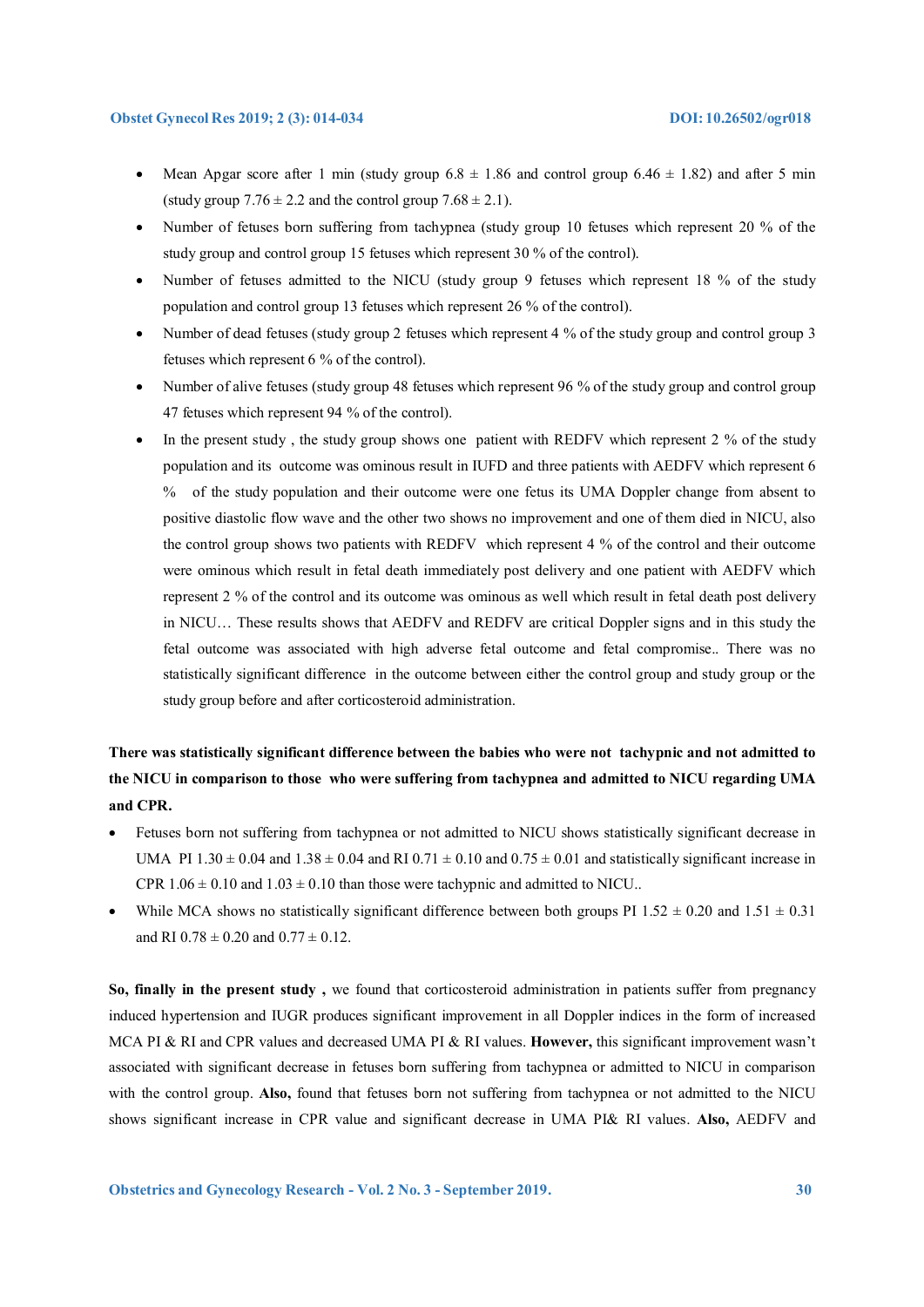- Mean Apgar score after 1 min (study group 6.8 ± 1.86 and control group 6.46 ± 1.82) and after 5 min (study group 7.76 ± 2.2 and the control group 7.68 ± 2.1).
- Number of fetuses born suffering from tachypnea (study group 10 fetuses which represent 20 % of the study group and control group 15 fetuses which represent 30 % of the control).
- Number of fetuses admitted to the NICU (study group 9 fetuses which represent 18 % of the study population and control group 13 fetuses which represent 26 % of the control).
- Number of dead fetuses (study group 2 fetuses which represent 4 % of the study group and control group 3 fetuses which represent 6 % of the control).
- Number of alive fetuses (study group 48 fetuses which represent 96 % of the study group and control group 47 fetuses which represent 94 % of the control).
- In the present study , the study group shows one patient with REDFV which represent 2 % of the study population and its outcome was ominous result in IUFD and three patients with AEDFV which represent 6 % of the study population and their outcome were one fetus its UMA Doppler change from absent to positive diastolic flow wave and the other two shows no improvement and one of them died in NICU, also the control group shows two patients with REDFV which represent 4 % of the control and their outcome were ominous which result in fetal death immediately post delivery and one patient with AEDFV which represent 2 % of the control and its outcome was ominous as well which result in fetal death post delivery in NICU… These results shows that AEDFV and REDFV are critical Doppler signs and in this study the fetal outcome was associated with high adverse fetal outcome and fetal compromise.. There was no statistically significant difference in the outcome between either the control group and study group or the study group before and after corticosteroid administration.

**There was statistically significant difference between the babies who were not tachypnic and not admitted to the NICU in comparison to those who were suffering from tachypnea and admitted to NICU regarding UMA and CPR.**

- Fetuses born not suffering from tachypnea or not admitted to NICU shows statistically significant decrease in UMA PI 1.30 ± 0.04 and 1.38 ± 0.04 and RI 0.71 ± 0.10 and 0.75 ± 0.01 and statistically significant increase in CPR 1.06 ± 0.10 and 1.03 ± 0.10 than those were tachypnic and admitted to NICU..
- While MCA shows no statistically significant difference between both groups PI 1.52 ± 0.20 and 1.51 ± 0.31 and RI 0.78 ± 0.20 and 0.77 ± 0.12.

**So, finally in the present study ,** we found that corticosteroid administration in patients suffer from pregnancy induced hypertension and IUGR produces significant improvement in all Doppler indices in the form of increased MCA PI & RI and CPR values and decreased UMA PI & RI values. **However,** this significant improvement wasn't associated with significant decrease in fetuses born suffering from tachypnea or admitted to NICU in comparison with the control group. **Also,** found that fetuses born not suffering from tachypnea or not admitted to the NICU shows significant increase in CPR value and significant decrease in UMA PI& RI values. **Also,** AEDFV and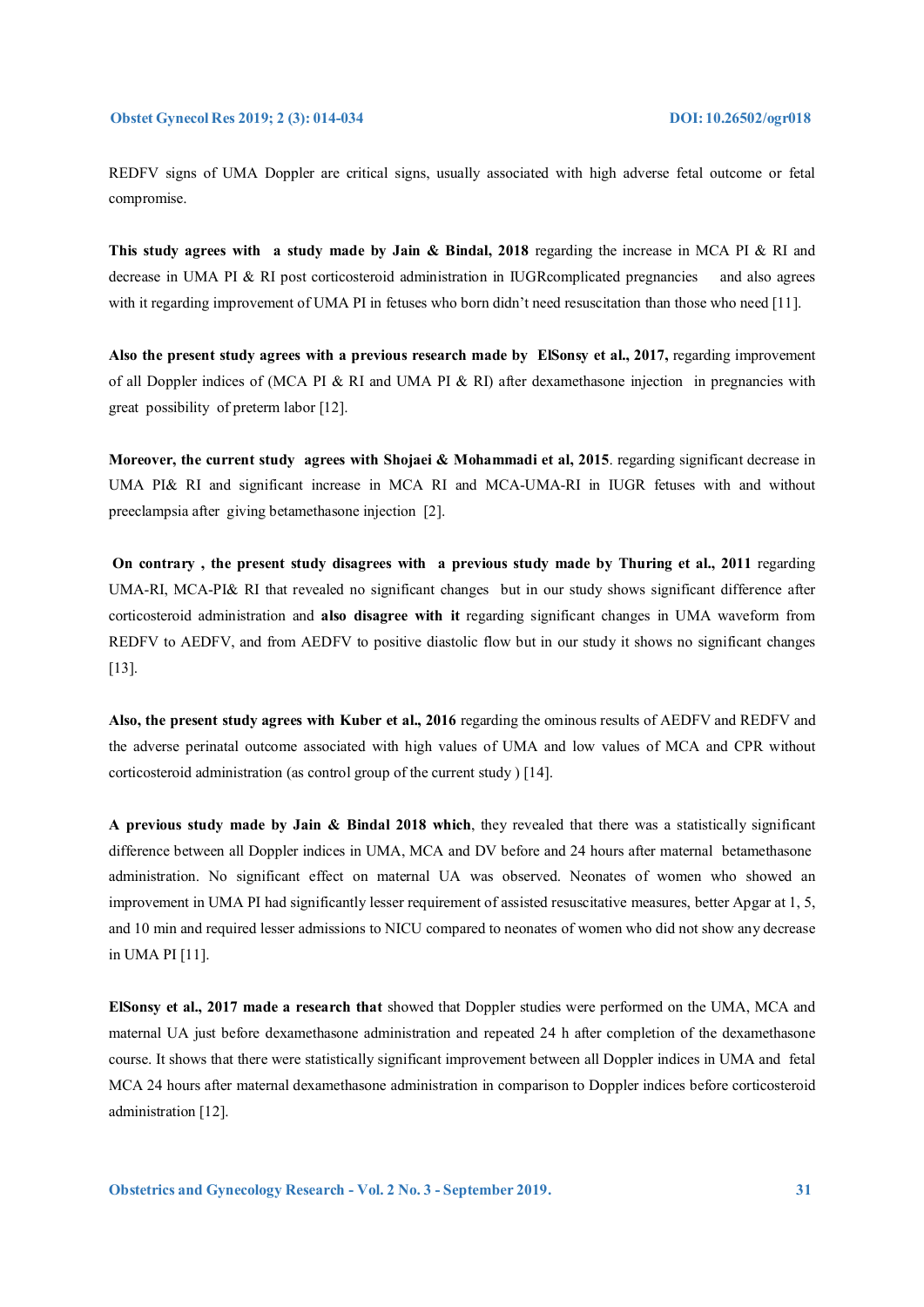REDFV signs of UMA Doppler are critical signs, usually associated with high adverse fetal outcome or fetal compromise.

**This study agrees with a study made by Jain & Bindal, 2018** regarding the increase in MCA PI & RI and decrease in UMA PI & RI post corticosteroid administration in IUGRcomplicated pregnancies and also agrees with it regarding improvement of UMA PI in fetuses who born didn't need resuscitation than those who need [11].

**Also the present study agrees with a previous research made by ElSonsy et al., 2017,** regarding improvement of all Doppler indices of (MCA PI & RI and UMA PI & RI) after dexamethasone injection in pregnancies with great possibility of preterm labor [12].

**Moreover, the current study agrees with Shojaei & Mohammadi et al, 2015**. regarding significant decrease in UMA PI& RI and significant increase in MCA RI and MCA-UMA-RI in IUGR fetuses with and without preeclampsia after giving betamethasone injection [2].

**On contrary , the present study disagrees with a previous study made by Thuring et al., 2011** regarding UMA-RI, MCA-PI& RI that revealed no significant changes but in our study shows significant difference after corticosteroid administration and **also disagree with it** regarding significant changes in UMA waveform from REDFV to AEDFV, and from AEDFV to positive diastolic flow but in our study it shows no significant changes [13].

**Also, the present study agrees with Kuber et al., 2016** regarding the ominous results of AEDFV and REDFV and the adverse perinatal outcome associated with high values of UMA and low values of MCA and CPR without corticosteroid administration (as control group of the current study ) [14].

**A previous study made by Jain & Bindal 2018 which**, they revealed that there was a statistically significant difference between all Doppler indices in UMA, MCA and DV before and 24 hours after maternal betamethasone administration. No significant effect on maternal UA was observed. Neonates of women who showed an improvement in UMA PI had significantly lesser requirement of assisted resuscitative measures, better Apgar at 1, 5, and 10 min and required lesser admissions to NICU compared to neonates of women who did not show any decrease in UMA PI [11].

**ElSonsy et al., 2017 made a research that** showed that Doppler studies were performed on the UMA, MCA and maternal UA just before dexamethasone administration and repeated 24 h after completion of the dexamethasone course. It shows that there were statistically significant improvement between all Doppler indices in UMA and fetal MCA 24 hours after maternal dexamethasone administration in comparison to Doppler indices before corticosteroid administration [12].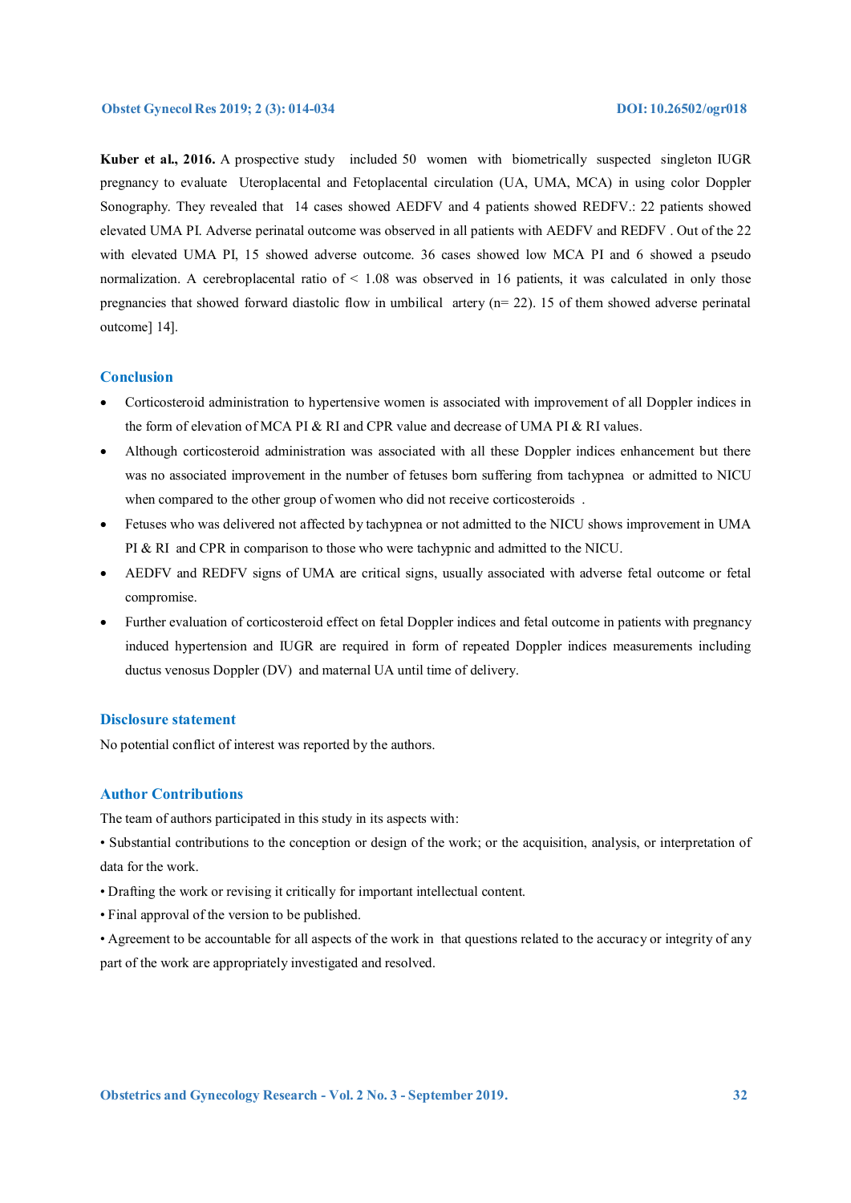**Kuber et al., 2016.** A prospective study included 50 women with biometrically suspected singleton IUGR pregnancy to evaluate Uteroplacental and Fetoplacental circulation (UA, UMA, MCA) in using color Doppler Sonography. They revealed that 14 cases showed AEDFV and 4 patients showed REDFV.: 22 patients showed elevated UMA PI. Adverse perinatal outcome was observed in all patients with AEDFV and REDFV . Out of the 22 with elevated UMA PI, 15 showed adverse outcome. 36 cases showed low MCA PI and 6 showed a pseudo normalization. A cerebroplacental ratio of < 1.08 was observed in 16 patients, it was calculated in only those pregnancies that showed forward diastolic flow in umbilical artery (n= 22). 15 of them showed adverse perinatal outcome] 14].

## Conclusion

- Corticosteroid administration to hypertensive women is associated with improvement of all Doppler indices in the form of elevation of MCA PI & RI and CPR value and decrease of UMA PI & RI values.
- Although corticosteroid administration was associated with all these Doppler indices enhancement but there was no associated improvement in the number of fetuses born suffering from tachypnea or admitted to NICU when compared to the other group of women who did not receive corticosteroids .
- Fetuses who was delivered not affected by tachypnea or not admitted to the NICU shows improvement in UMA PI & RI and CPR in comparison to those who were tachypnic and admitted to the NICU.
- AEDFV and REDFV signs of UMA are critical signs, usually associated with adverse fetal outcome or fetal compromise.
- Further evaluation of corticosteroid effect on fetal Doppler indices and fetal outcome in patients with pregnancy induced hypertension and IUGR are required in form of repeated Doppler indices measurements including ductus venosus Doppler (DV) and maternal UA until time of delivery.

## Disclosure statement

No potential conflict of interest was reported by the authors.

## Author Contributions

The team of authors participated in this study in its aspects with:

• Substantial contributions to the conception or design of the work; or the acquisition, analysis, or interpretation of data for the work.

• Drafting the work or revising it critically for important intellectual content.

• Final approval of the version to be published.

• Agreement to be accountable for all aspects of the work in that questions related to the accuracy or integrity of any part of the work are appropriately investigated and resolved.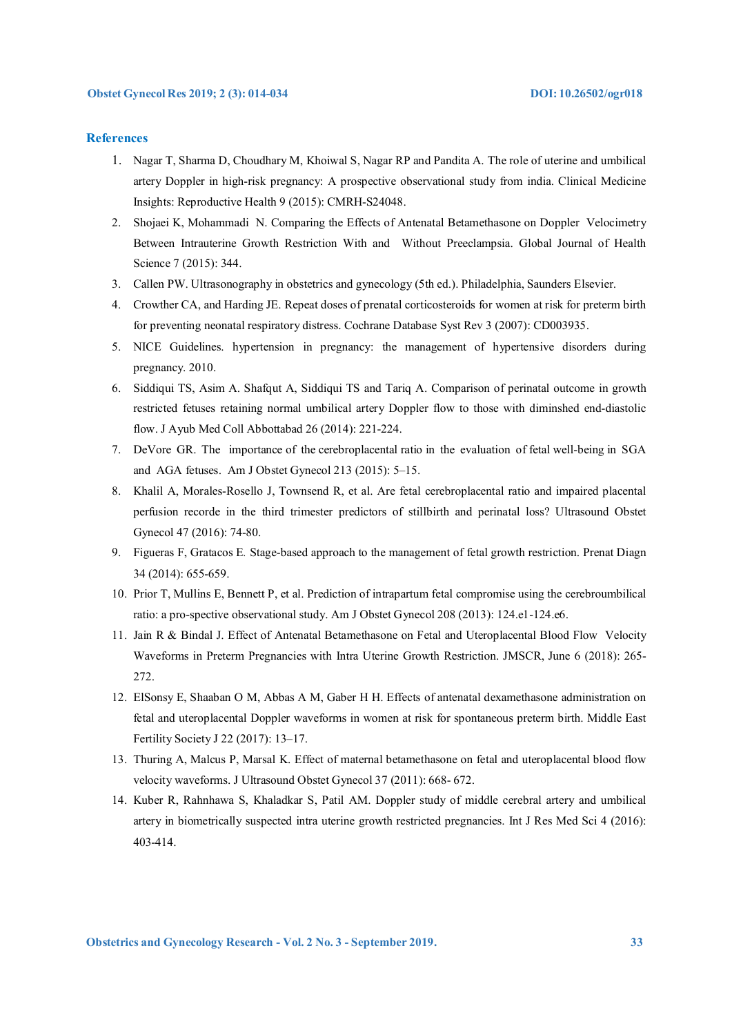## References

1. Nagar T, Sharma D, Choudhary M, Khoiwal S, Nagar RP and Pandita A. The role of uterine and umbilical artery Doppler in high-risk pregnancy: A prospective observational study from india. Clinical Medicine Insights: Reproductive Health 9 (2015): CMRH-S24048.
2. Shojaei K, Mohammadi N. Comparing the Effects of Antenatal Betamethasone on Doppler Velocimetry Between Intrauterine Growth Restriction With and Without Preeclampsia. Global Journal of Health Science 7 (2015): 344.
3. Callen PW. Ultrasonography in obstetrics and gynecology (5th ed.). Philadelphia, Saunders Elsevier.
4. Crowther CA, and Harding JE. Repeat doses of prenatal corticosteroids for women at risk for preterm birth for preventing neonatal respiratory distress. Cochrane Database Syst Rev 3 (2007): CD003935.
5. NICE Guidelines. hypertension in pregnancy: the management of hypertensive disorders during pregnancy. 2010.
6. Siddiqui TS, Asim A. Shafqut A, Siddiqui TS and Tariq A. Comparison of perinatal outcome in growth restricted fetuses retaining normal umbilical artery Doppler flow to those with diminshed end-diastolic flow. J Ayub Med Coll Abbottabad 26 (2014): 221-224.
7. DeVore GR. The importance of the cerebroplacental ratio in the evaluation of fetal well-being in SGA and AGA fetuses. Am J Obstet Gynecol 213 (2015): 5–15.
8. Khalil A, Morales-Rosello J, Townsend R, et al. Are fetal cerebroplacental ratio and impaired placental perfusion recorde in the third trimester predictors of stillbirth and perinatal loss? Ultrasound Obstet Gynecol 47 (2016): 74-80.
9. Figueras F, Gratacos E. Stage-based approach to the management of fetal growth restriction. Prenat Diagn 34 (2014): 655-659.
10. Prior T, Mullins E, Bennett P, et al. Prediction of intrapartum fetal compromise using the cerebroumbilical ratio: a pro-spective observational study. Am J Obstet Gynecol 208 (2013): 124.e1-124.e6.
11. Jain R & Bindal J. Effect of Antenatal Betamethasone on Fetal and Uteroplacental Blood Flow Velocity Waveforms in Preterm Pregnancies with Intra Uterine Growth Restriction. JMSCR, June 6 (2018): 265-272.
12. ElSonsy E, Shaaban O M, Abbas A M, Gaber H H. Effects of antenatal dexamethasone administration on fetal and uteroplacental Doppler waveforms in women at risk for spontaneous preterm birth. Middle East Fertility Society J 22 (2017): 13–17.
13. Thuring A, Malcus P, Marsal K. Effect of maternal betamethasone on fetal and uteroplacental blood flow velocity waveforms. J Ultrasound Obstet Gynecol 37 (2011): 668- 672.
14. Kuber R, Rahnhawa S, Khaladkar S, Patil AM. Doppler study of middle cerebral artery and umbilical artery in biometrically suspected intra uterine growth restricted pregnancies. Int J Res Med Sci 4 (2016): 403-414.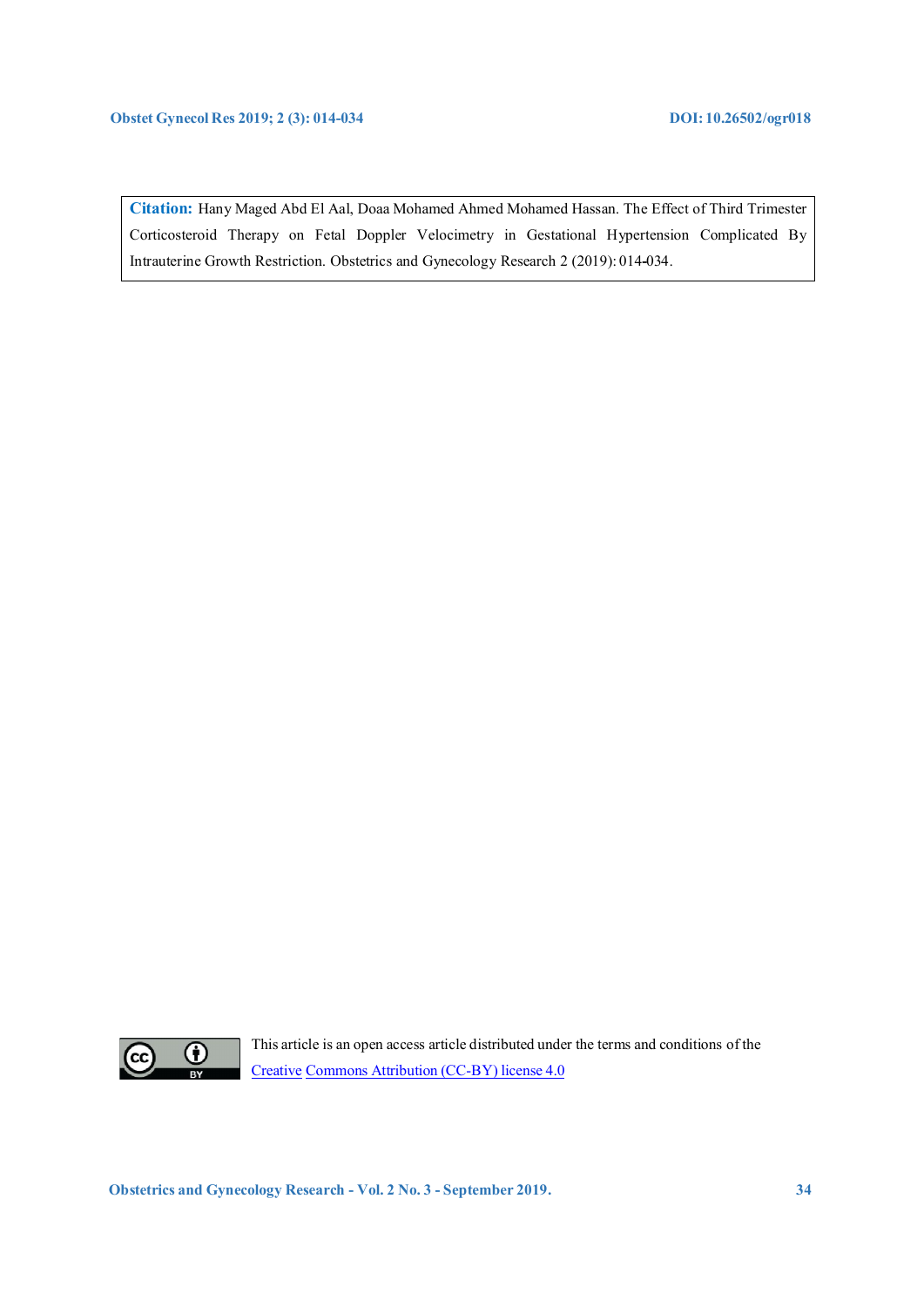**Citation:** Hany Maged Abd El Aal, Doaa Mohamed Ahmed Mohamed Hassan. The Effect of Third Trimester Corticosteroid Therapy on Fetal Doppler Velocimetry in Gestational Hypertension Complicated By Intrauterine Growth Restriction. Obstetrics and Gynecology Research 2 (2019): 014-034.

This article is an open access article distributed under the terms and conditions of the [Creative Commons Attribution (CC-BY) license 4.0]